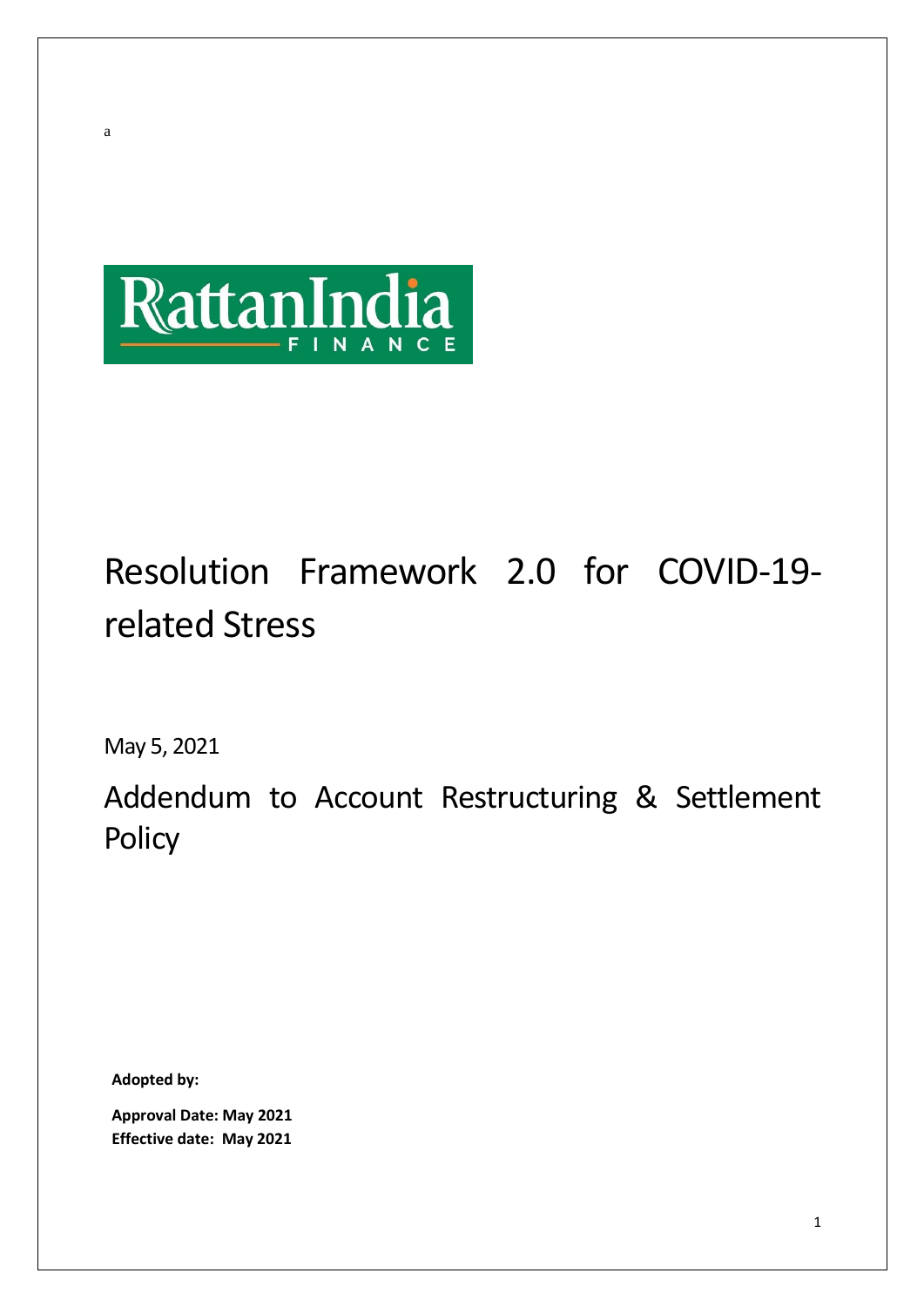a

RattanIndia FINANCE

# Resolution Framework 2.0 for COVID-19-related Stress

May 5, 2021

## Addendum to Account Restructuring & Settlement Policy

**Adopted by:**

**Approval Date: May 2021**
**Effective date: May 2021**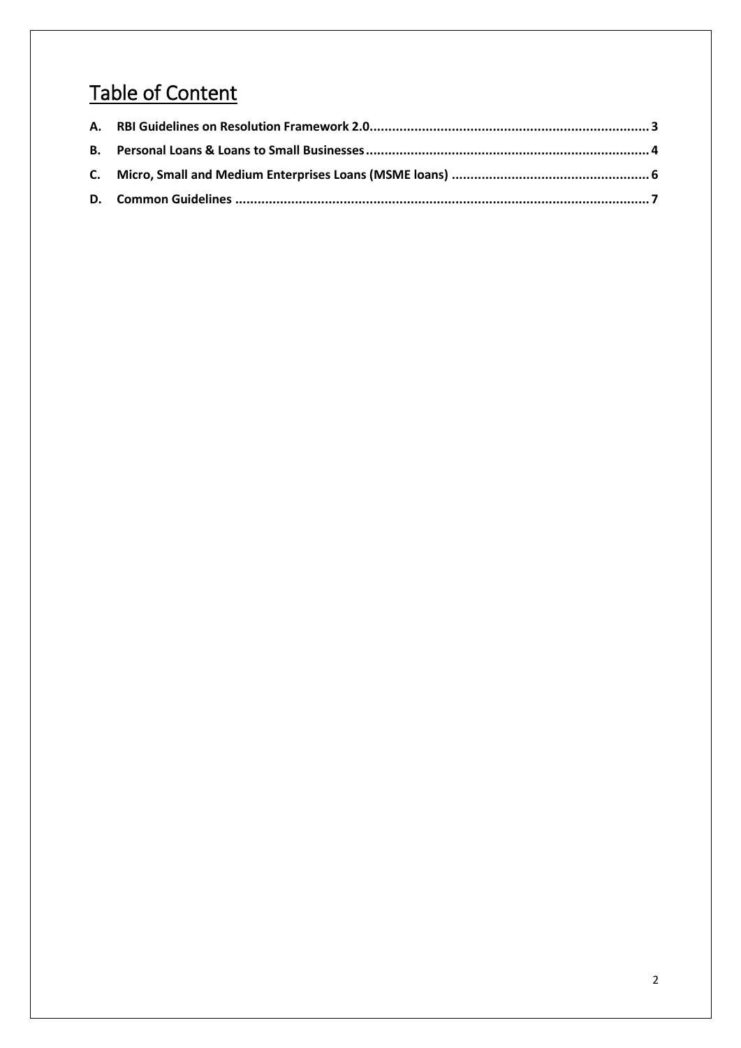# Table of Content

**A. RBI Guidelines on Resolution Framework 2.0 .......... 3**

**B. Personal Loans & Loans to Small Businesses .......... 4**

**C. Micro, Small and Medium Enterprises Loans (MSME loans) .......... 6**

**D. Common Guidelines .......... 7**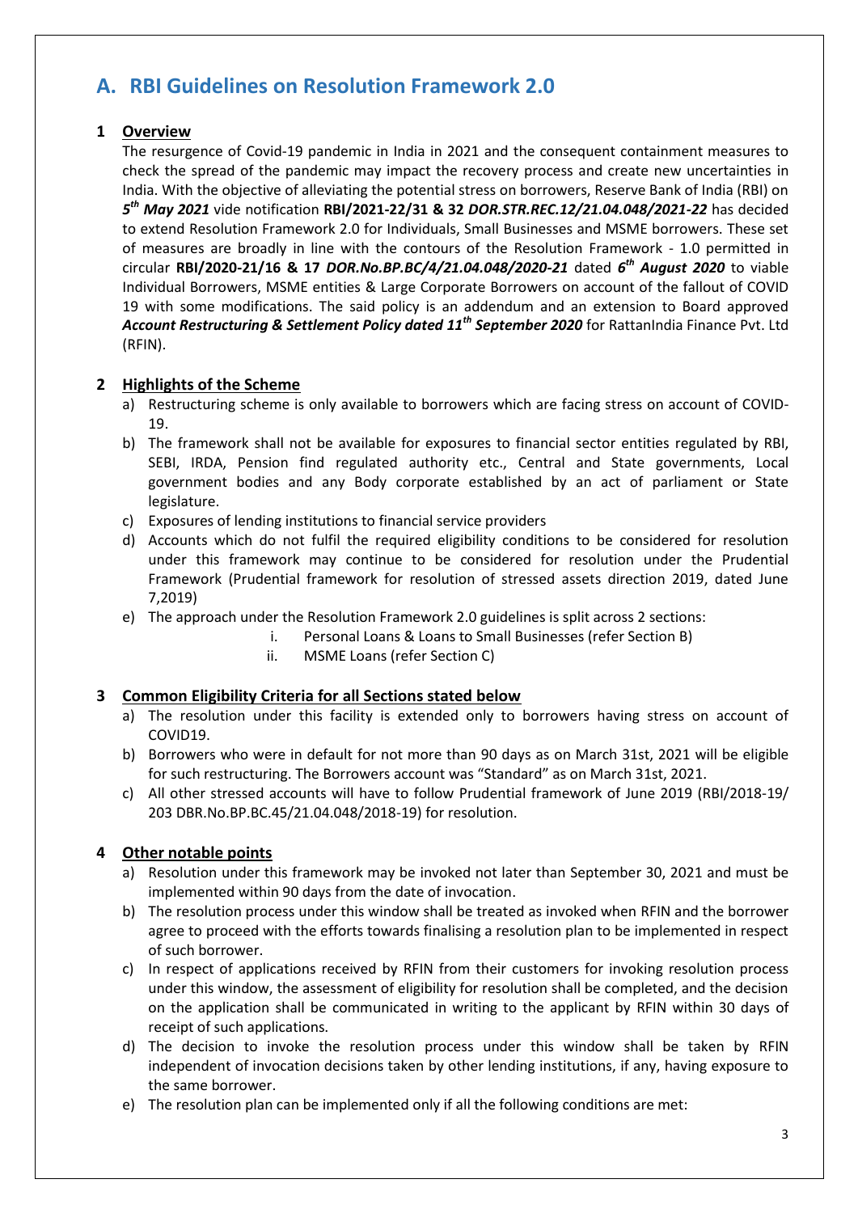# A. RBI Guidelines on Resolution Framework 2.0

## 1 Overview

The resurgence of Covid-19 pandemic in India in 2021 and the consequent containment measures to check the spread of the pandemic may impact the recovery process and create new uncertainties in India. With the objective of alleviating the potential stress on borrowers, Reserve Bank of India (RBI) on ***5th May 2021*** vide notification **RBI/2021-22/31 & 32** ***DOR.STR.REC.12/21.04.048/2021-22*** has decided to extend Resolution Framework 2.0 for Individuals, Small Businesses and MSME borrowers. These set of measures are broadly in line with the contours of the Resolution Framework - 1.0 permitted in circular **RBI/2020-21/16 & 17** ***DOR.No.BP.BC/4/21.04.048/2020-21*** dated ***6th August 2020*** to viable Individual Borrowers, MSME entities & Large Corporate Borrowers on account of the fallout of COVID 19 with some modifications. The said policy is an addendum and an extension to Board approved ***Account Restructuring & Settlement Policy dated 11th September 2020*** for RattanIndia Finance Pvt. Ltd (RFIN).

## 2 Highlights of the Scheme

a) Restructuring scheme is only available to borrowers which are facing stress on account of COVID-19.
b) The framework shall not be available for exposures to financial sector entities regulated by RBI, SEBI, IRDA, Pension find regulated authority etc., Central and State governments, Local government bodies and any Body corporate established by an act of parliament or State legislature.
c) Exposures of lending institutions to financial service providers
d) Accounts which do not fulfil the required eligibility conditions to be considered for resolution under this framework may continue to be considered for resolution under the Prudential Framework (Prudential framework for resolution of stressed assets direction 2019, dated June 7,2019)
e) The approach under the Resolution Framework 2.0 guidelines is split across 2 sections:
   i. Personal Loans & Loans to Small Businesses (refer Section B)
   ii. MSME Loans (refer Section C)

## 3 Common Eligibility Criteria for all Sections stated below

a) The resolution under this facility is extended only to borrowers having stress on account of COVID19.
b) Borrowers who were in default for not more than 90 days as on March 31st, 2021 will be eligible for such restructuring. The Borrowers account was "Standard" as on March 31st, 2021.
c) All other stressed accounts will have to follow Prudential framework of June 2019 (RBI/2018-19/ 203 DBR.No.BP.BC.45/21.04.048/2018-19) for resolution.

## 4 Other notable points

a) Resolution under this framework may be invoked not later than September 30, 2021 and must be implemented within 90 days from the date of invocation.
b) The resolution process under this window shall be treated as invoked when RFIN and the borrower agree to proceed with the efforts towards finalising a resolution plan to be implemented in respect of such borrower.
c) In respect of applications received by RFIN from their customers for invoking resolution process under this window, the assessment of eligibility for resolution shall be completed, and the decision on the application shall be communicated in writing to the applicant by RFIN within 30 days of receipt of such applications.
d) The decision to invoke the resolution process under this window shall be taken by RFIN independent of invocation decisions taken by other lending institutions, if any, having exposure to the same borrower.
e) The resolution plan can be implemented only if all the following conditions are met: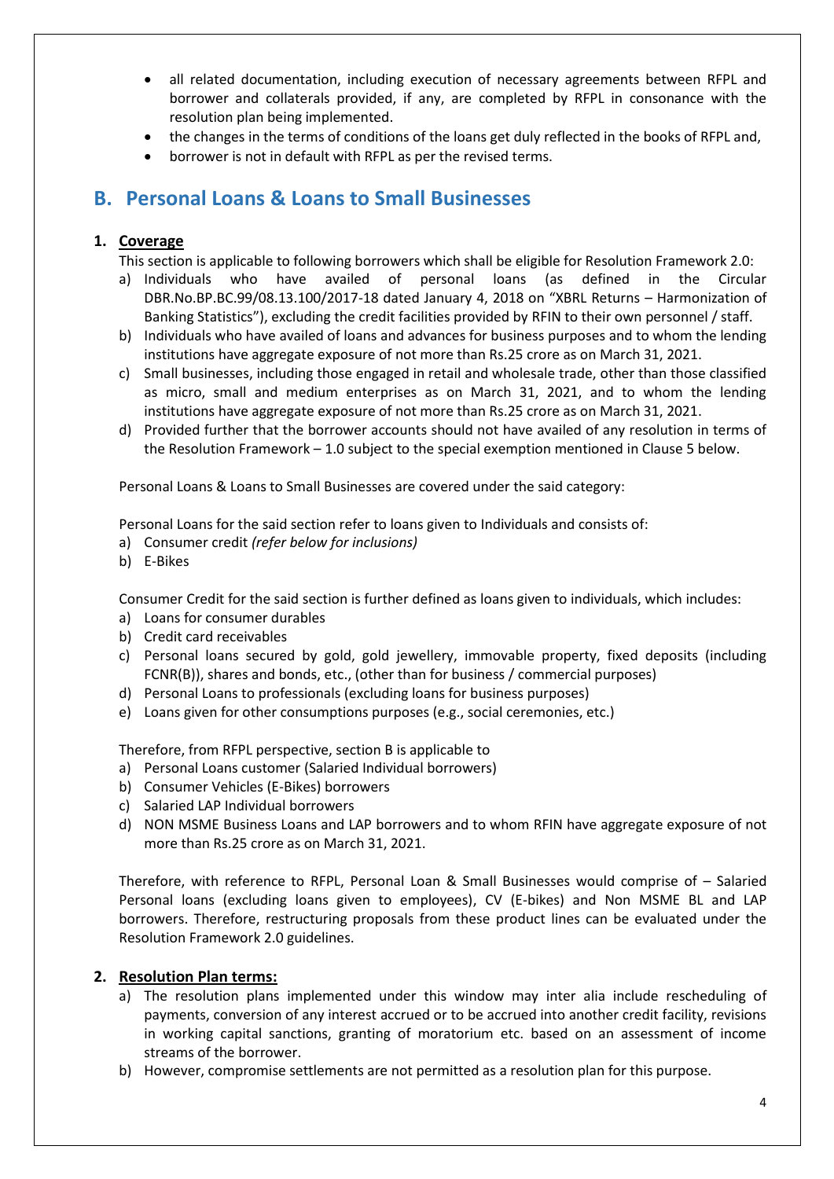- all related documentation, including execution of necessary agreements between RFPL and borrower and collaterals provided, if any, are completed by RFPL in consonance with the resolution plan being implemented.
- the changes in the terms of conditions of the loans get duly reflected in the books of RFPL and,
- borrower is not in default with RFPL as per the revised terms.

## B. Personal Loans & Loans to Small Businesses

### 1. Coverage

This section is applicable to following borrowers which shall be eligible for Resolution Framework 2.0:

a) Individuals who have availed of personal loans (as defined in the Circular DBR.No.BP.BC.99/08.13.100/2017-18 dated January 4, 2018 on "XBRL Returns – Harmonization of Banking Statistics"), excluding the credit facilities provided by RFIN to their own personnel / staff.
b) Individuals who have availed of loans and advances for business purposes and to whom the lending institutions have aggregate exposure of not more than Rs.25 crore as on March 31, 2021.
c) Small businesses, including those engaged in retail and wholesale trade, other than those classified as micro, small and medium enterprises as on March 31, 2021, and to whom the lending institutions have aggregate exposure of not more than Rs.25 crore as on March 31, 2021.
d) Provided further that the borrower accounts should not have availed of any resolution in terms of the Resolution Framework – 1.0 subject to the special exemption mentioned in Clause 5 below.

Personal Loans & Loans to Small Businesses are covered under the said category:

Personal Loans for the said section refer to loans given to Individuals and consists of:

a) Consumer credit *(refer below for inclusions)*
b) E-Bikes

Consumer Credit for the said section is further defined as loans given to individuals, which includes:

a) Loans for consumer durables
b) Credit card receivables
c) Personal loans secured by gold, gold jewellery, immovable property, fixed deposits (including FCNR(B)), shares and bonds, etc., (other than for business / commercial purposes)
d) Personal Loans to professionals (excluding loans for business purposes)
e) Loans given for other consumptions purposes (e.g., social ceremonies, etc.)

Therefore, from RFPL perspective, section B is applicable to

a) Personal Loans customer (Salaried Individual borrowers)
b) Consumer Vehicles (E-Bikes) borrowers
c) Salaried LAP Individual borrowers
d) NON MSME Business Loans and LAP borrowers and to whom RFIN have aggregate exposure of not more than Rs.25 crore as on March 31, 2021.

Therefore, with reference to RFPL, Personal Loan & Small Businesses would comprise of – Salaried Personal loans (excluding loans given to employees), CV (E-bikes) and Non MSME BL and LAP borrowers. Therefore, restructuring proposals from these product lines can be evaluated under the Resolution Framework 2.0 guidelines.

### 2. Resolution Plan terms:

a) The resolution plans implemented under this window may inter alia include rescheduling of payments, conversion of any interest accrued or to be accrued into another credit facility, revisions in working capital sanctions, granting of moratorium etc. based on an assessment of income streams of the borrower.
b) However, compromise settlements are not permitted as a resolution plan for this purpose.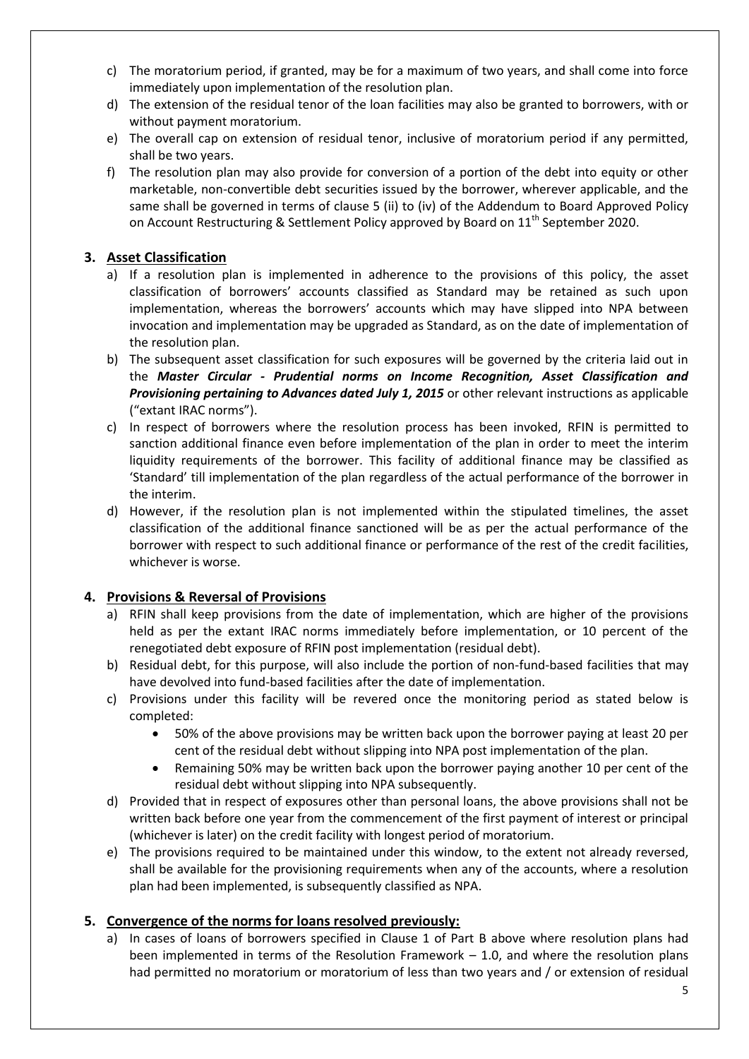c) The moratorium period, if granted, may be for a maximum of two years, and shall come into force immediately upon implementation of the resolution plan.

d) The extension of the residual tenor of the loan facilities may also be granted to borrowers, with or without payment moratorium.

e) The overall cap on extension of residual tenor, inclusive of moratorium period if any permitted, shall be two years.

f) The resolution plan may also provide for conversion of a portion of the debt into equity or other marketable, non-convertible debt securities issued by the borrower, wherever applicable, and the same shall be governed in terms of clause 5 (ii) to (iv) of the Addendum to Board Approved Policy on Account Restructuring & Settlement Policy approved by Board on 11th September 2020.

## 3. Asset Classification

a) If a resolution plan is implemented in adherence to the provisions of this policy, the asset classification of borrowers' accounts classified as Standard may be retained as such upon implementation, whereas the borrowers' accounts which may have slipped into NPA between invocation and implementation may be upgraded as Standard, as on the date of implementation of the resolution plan.

b) The subsequent asset classification for such exposures will be governed by the criteria laid out in the ***Master Circular - Prudential norms on Income Recognition, Asset Classification and Provisioning pertaining to Advances dated July 1, 2015*** or other relevant instructions as applicable ("extant IRAC norms").

c) In respect of borrowers where the resolution process has been invoked, RFIN is permitted to sanction additional finance even before implementation of the plan in order to meet the interim liquidity requirements of the borrower. This facility of additional finance may be classified as 'Standard' till implementation of the plan regardless of the actual performance of the borrower in the interim.

d) However, if the resolution plan is not implemented within the stipulated timelines, the asset classification of the additional finance sanctioned will be as per the actual performance of the borrower with respect to such additional finance or performance of the rest of the credit facilities, whichever is worse.

## 4. Provisions & Reversal of Provisions

a) RFIN shall keep provisions from the date of implementation, which are higher of the provisions held as per the extant IRAC norms immediately before implementation, or 10 percent of the renegotiated debt exposure of RFIN post implementation (residual debt).

b) Residual debt, for this purpose, will also include the portion of non-fund-based facilities that may have devolved into fund-based facilities after the date of implementation.

c) Provisions under this facility will be revered once the monitoring period as stated below is completed:
   - 50% of the above provisions may be written back upon the borrower paying at least 20 per cent of the residual debt without slipping into NPA post implementation of the plan.
   - Remaining 50% may be written back upon the borrower paying another 10 per cent of the residual debt without slipping into NPA subsequently.

d) Provided that in respect of exposures other than personal loans, the above provisions shall not be written back before one year from the commencement of the first payment of interest or principal (whichever is later) on the credit facility with longest period of moratorium.

e) The provisions required to be maintained under this window, to the extent not already reversed, shall be available for the provisioning requirements when any of the accounts, where a resolution plan had been implemented, is subsequently classified as NPA.

## 5. Convergence of the norms for loans resolved previously:

a) In cases of loans of borrowers specified in Clause 1 of Part B above where resolution plans had been implemented in terms of the Resolution Framework – 1.0, and where the resolution plans had permitted no moratorium or moratorium of less than two years and / or extension of residual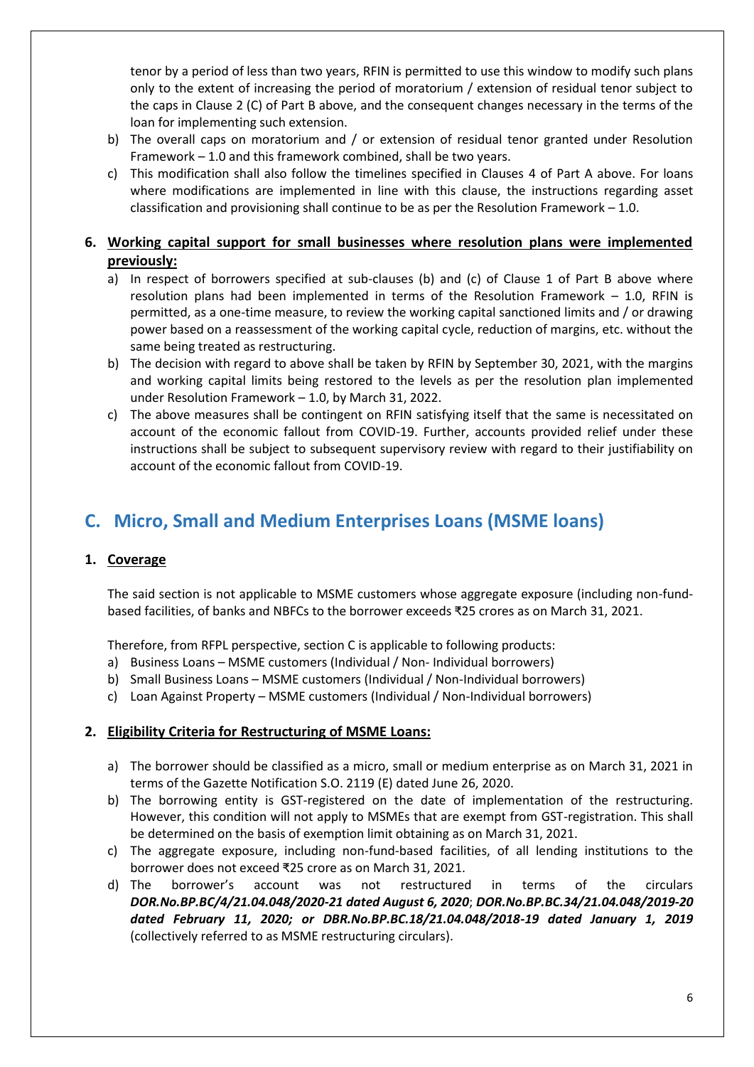tenor by a period of less than two years, RFIN is permitted to use this window to modify such plans only to the extent of increasing the period of moratorium / extension of residual tenor subject to the caps in Clause 2 (C) of Part B above, and the consequent changes necessary in the terms of the loan for implementing such extension.

b) The overall caps on moratorium and / or extension of residual tenor granted under Resolution Framework – 1.0 and this framework combined, shall be two years.

c) This modification shall also follow the timelines specified in Clauses 4 of Part A above. For loans where modifications are implemented in line with this clause, the instructions regarding asset classification and provisioning shall continue to be as per the Resolution Framework – 1.0.

**6. <u>Working capital support for small businesses where resolution plans were implemented previously:</u>**

a) In respect of borrowers specified at sub-clauses (b) and (c) of Clause 1 of Part B above where resolution plans had been implemented in terms of the Resolution Framework – 1.0, RFIN is permitted, as a one-time measure, to review the working capital sanctioned limits and / or drawing power based on a reassessment of the working capital cycle, reduction of margins, etc. without the same being treated as restructuring.

b) The decision with regard to above shall be taken by RFIN by September 30, 2021, with the margins and working capital limits being restored to the levels as per the resolution plan implemented under Resolution Framework – 1.0, by March 31, 2022.

c) The above measures shall be contingent on RFIN satisfying itself that the same is necessitated on account of the economic fallout from COVID-19. Further, accounts provided relief under these instructions shall be subject to subsequent supervisory review with regard to their justifiability on account of the economic fallout from COVID-19.

## C. Micro, Small and Medium Enterprises Loans (MSME loans)

**1. <u>Coverage</u>**

The said section is not applicable to MSME customers whose aggregate exposure (including non-fund-based facilities, of banks and NBFCs to the borrower exceeds ₹25 crores as on March 31, 2021.

Therefore, from RFPL perspective, section C is applicable to following products:

a) Business Loans – MSME customers (Individual / Non- Individual borrowers)
b) Small Business Loans – MSME customers (Individual / Non-Individual borrowers)
c) Loan Against Property – MSME customers (Individual / Non-Individual borrowers)

**2. <u>Eligibility Criteria for Restructuring of MSME Loans:</u>**

a) The borrower should be classified as a micro, small or medium enterprise as on March 31, 2021 in terms of the Gazette Notification S.O. 2119 (E) dated June 26, 2020.

b) The borrowing entity is GST-registered on the date of implementation of the restructuring. However, this condition will not apply to MSMEs that are exempt from GST-registration. This shall be determined on the basis of exemption limit obtaining as on March 31, 2021.

c) The aggregate exposure, including non-fund-based facilities, of all lending institutions to the borrower does not exceed ₹25 crore as on March 31, 2021.

d) The borrower's account was not restructured in terms of the circulars ***DOR.No.BP.BC/4/21.04.048/2020-21 dated August 6, 2020***; ***DOR.No.BP.BC.34/21.04.048/2019-20 dated February 11, 2020; or DBR.No.BP.BC.18/21.04.048/2018-19 dated January 1, 2019*** (collectively referred to as MSME restructuring circulars).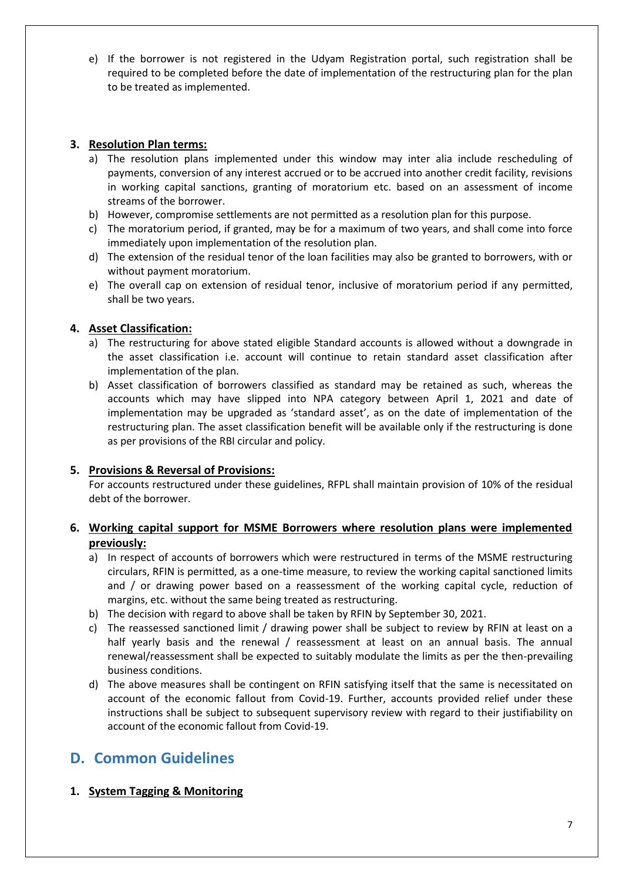e) If the borrower is not registered in the Udyam Registration portal, such registration shall be required to be completed before the date of implementation of the restructuring plan for the plan to be treated as implemented.

3. **Resolution Plan terms:**
   a) The resolution plans implemented under this window may inter alia include rescheduling of payments, conversion of any interest accrued or to be accrued into another credit facility, revisions in working capital sanctions, granting of moratorium etc. based on an assessment of income streams of the borrower.
   b) However, compromise settlements are not permitted as a resolution plan for this purpose.
   c) The moratorium period, if granted, may be for a maximum of two years, and shall come into force immediately upon implementation of the resolution plan.
   d) The extension of the residual tenor of the loan facilities may also be granted to borrowers, with or without payment moratorium.
   e) The overall cap on extension of residual tenor, inclusive of moratorium period if any permitted, shall be two years.

4. **Asset Classification:**
   a) The restructuring for above stated eligible Standard accounts is allowed without a downgrade in the asset classification i.e. account will continue to retain standard asset classification after implementation of the plan.
   b) Asset classification of borrowers classified as standard may be retained as such, whereas the accounts which may have slipped into NPA category between April 1, 2021 and date of implementation may be upgraded as 'standard asset', as on the date of implementation of the restructuring plan. The asset classification benefit will be available only if the restructuring is done as per provisions of the RBI circular and policy.

5. **Provisions & Reversal of Provisions:**
   For accounts restructured under these guidelines, RFPL shall maintain provision of 10% of the residual debt of the borrower.

6. **Working capital support for MSME Borrowers where resolution plans were implemented previously:**
   a) In respect of accounts of borrowers which were restructured in terms of the MSME restructuring circulars, RFIN is permitted, as a one-time measure, to review the working capital sanctioned limits and / or drawing power based on a reassessment of the working capital cycle, reduction of margins, etc. without the same being treated as restructuring.
   b) The decision with regard to above shall be taken by RFIN by September 30, 2021.
   c) The reassessed sanctioned limit / drawing power shall be subject to review by RFIN at least on a half yearly basis and the renewal / reassessment at least on an annual basis. The annual renewal/reassessment shall be expected to suitably modulate the limits as per the then-prevailing business conditions.
   d) The above measures shall be contingent on RFIN satisfying itself that the same is necessitated on account of the economic fallout from Covid-19. Further, accounts provided relief under these instructions shall be subject to subsequent supervisory review with regard to their justifiability on account of the economic fallout from Covid-19.

## D. Common Guidelines

1. **System Tagging & Monitoring**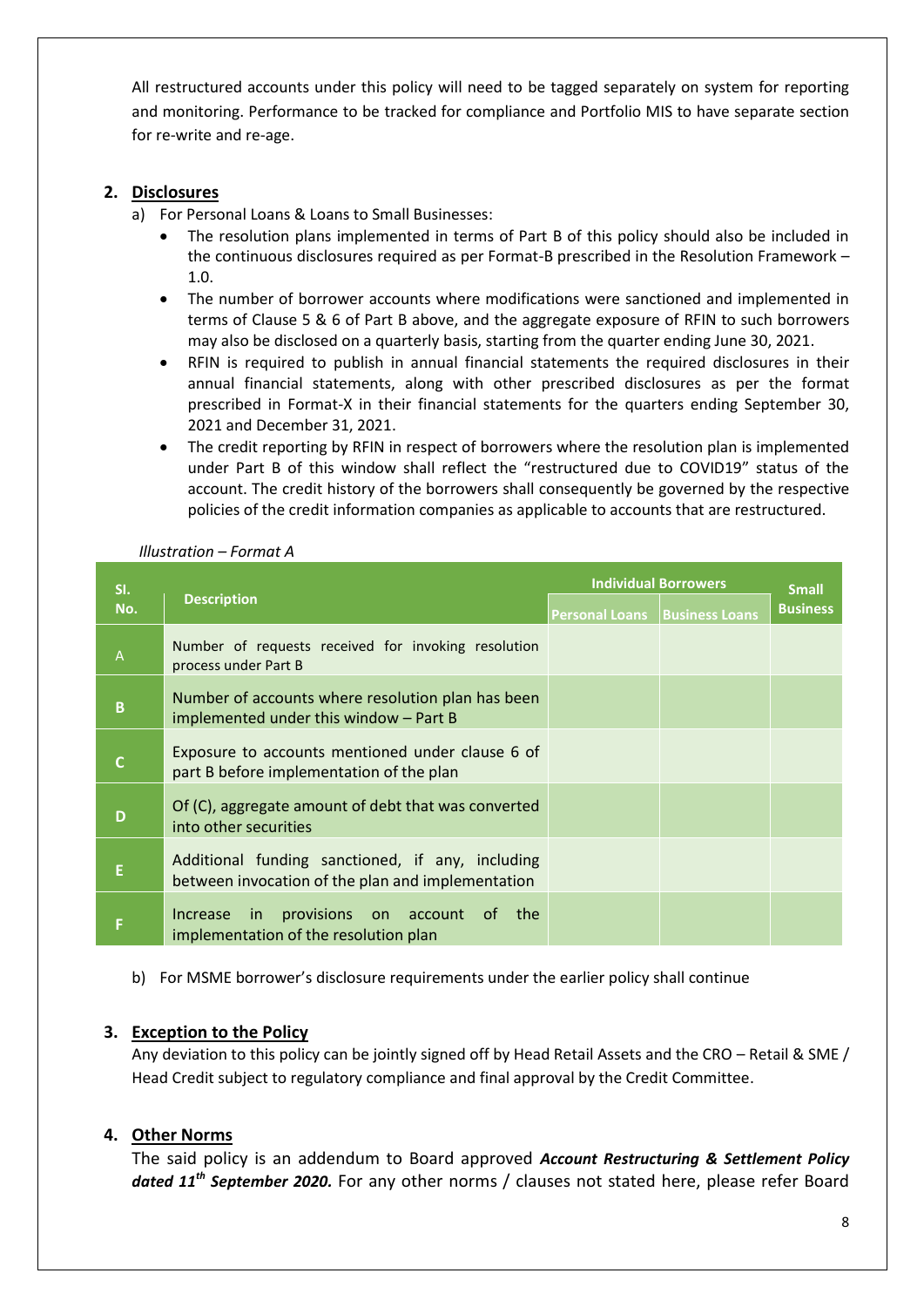All restructured accounts under this policy will need to be tagged separately on system for reporting and monitoring. Performance to be tracked for compliance and Portfolio MIS to have separate section for re-write and re-age.

## 2. Disclosures

a) For Personal Loans & Loans to Small Businesses:

- The resolution plans implemented in terms of Part B of this policy should also be included in the continuous disclosures required as per Format-B prescribed in the Resolution Framework – 1.0.
- The number of borrower accounts where modifications were sanctioned and implemented in terms of Clause 5 & 6 of Part B above, and the aggregate exposure of RFIN to such borrowers may also be disclosed on a quarterly basis, starting from the quarter ending June 30, 2021.
- RFIN is required to publish in annual financial statements the required disclosures in their annual financial statements, along with other prescribed disclosures as per the format prescribed in Format-X in their financial statements for the quarters ending September 30, 2021 and December 31, 2021.
- The credit reporting by RFIN in respect of borrowers where the resolution plan is implemented under Part B of this window shall reflect the "restructured due to COVID19" status of the account. The credit history of the borrowers shall consequently be governed by the respective policies of the credit information companies as applicable to accounts that are restructured.

*Illustration – Format A*

| Sl. No. | Description | Individual Borrowers | | Small Business |
|---|---|---|---|---|
| | | Personal Loans | Business Loans | |
| A | Number of requests received for invoking resolution process under Part B | | | |
| B | Number of accounts where resolution plan has been implemented under this window – Part B | | | |
| C | Exposure to accounts mentioned under clause 6 of part B before implementation of the plan | | | |
| D | Of (C), aggregate amount of debt that was converted into other securities | | | |
| E | Additional funding sanctioned, if any, including between invocation of the plan and implementation | | | |
| F | Increase in provisions on account of the implementation of the resolution plan | | | |

b) For MSME borrower's disclosure requirements under the earlier policy shall continue

## 3. Exception to the Policy

Any deviation to this policy can be jointly signed off by Head Retail Assets and the CRO – Retail & SME / Head Credit subject to regulatory compliance and final approval by the Credit Committee.

## 4. Other Norms

The said policy is an addendum to Board approved ***Account Restructuring & Settlement Policy dated 11th September 2020.*** For any other norms / clauses not stated here, please refer Board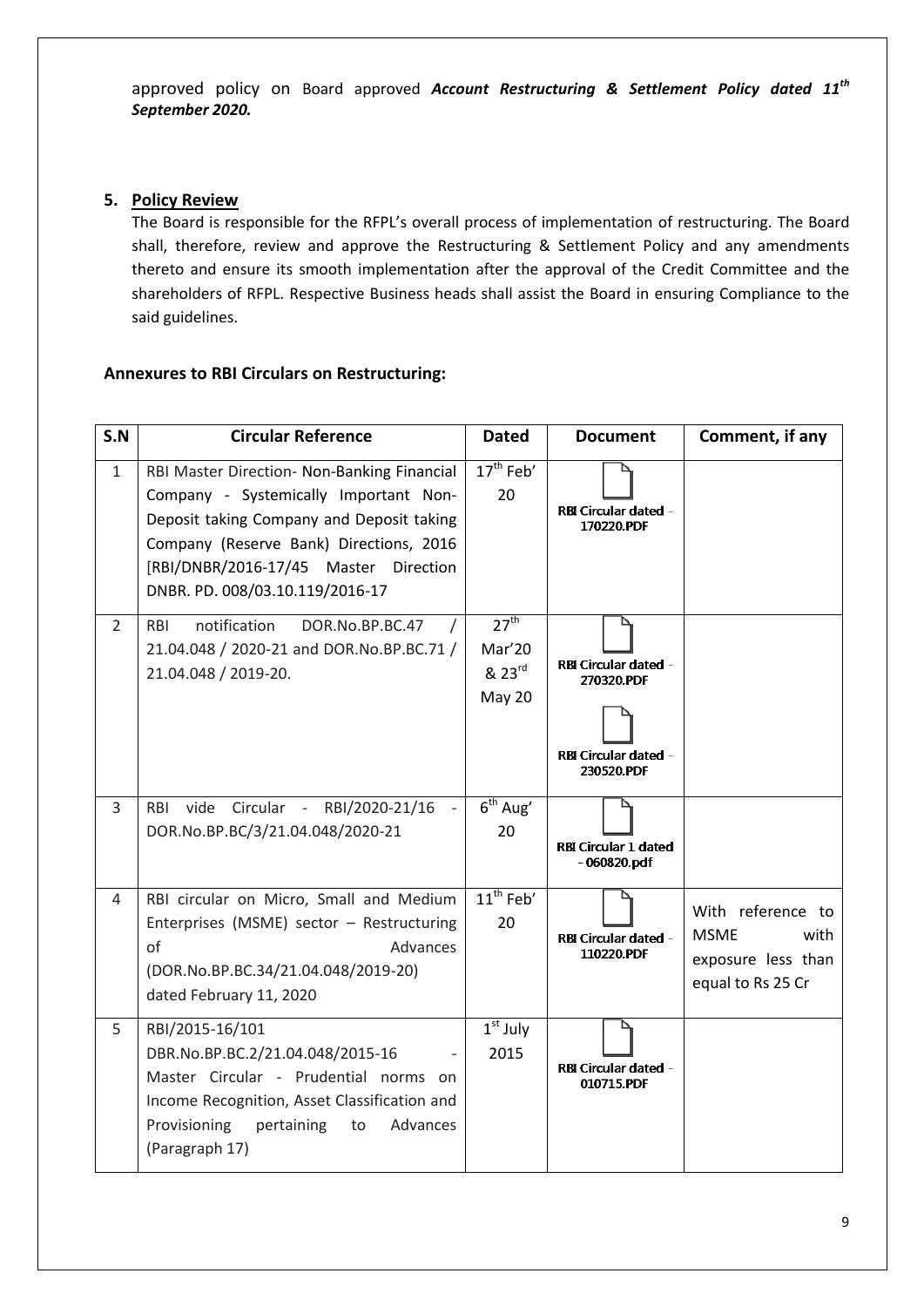approved policy on Board approved ***Account Restructuring & Settlement Policy dated 11th September 2020.***

## 5. Policy Review

The Board is responsible for the RFPL's overall process of implementation of restructuring. The Board shall, therefore, review and approve the Restructuring & Settlement Policy and any amendments thereto and ensure its smooth implementation after the approval of the Credit Committee and the shareholders of RFPL. Respective Business heads shall assist the Board in ensuring Compliance to the said guidelines.

### Annexures to RBI Circulars on Restructuring:

| S.N | Circular Reference | Dated | Document | Comment, if any |
|---|---|---|---|---|
| 1 | RBI Master Direction- Non-Banking Financial Company - Systemically Important Non-Deposit taking Company and Deposit taking Company (Reserve Bank) Directions, 2016 [RBI/DNBR/2016-17/45 Master Direction DNBR. PD. 008/03.10.119/2016-17 | 17th Feb' 20 | RBI Circular dated - 170220.PDF | |
| 2 | RBI notification DOR.No.BP.BC.47 / 21.04.048 / 2020-21 and DOR.No.BP.BC.71 / 21.04.048 / 2019-20. | 27th Mar'20 & 23rd May 20 | RBI Circular dated - 270320.PDF<br>RBI Circular dated - 230520.PDF | |
| 3 | RBI vide Circular - RBI/2020-21/16 - DOR.No.BP.BC/3/21.04.048/2020-21 | 6th Aug' 20 | RBI Circular 1 dated - 060820.pdf | |
| 4 | RBI circular on Micro, Small and Medium Enterprises (MSME) sector – Restructuring of Advances (DOR.No.BP.BC.34/21.04.048/2019-20) dated February 11, 2020 | 11th Feb' 20 | RBI Circular dated - 110220.PDF | With reference to MSME with exposure less than equal to Rs 25 Cr |
| 5 | RBI/2015-16/101 DBR.No.BP.BC.2/21.04.048/2015-16 - Master Circular - Prudential norms on Income Recognition, Asset Classification and Provisioning pertaining to Advances (Paragraph 17) | 1st July 2015 | RBI Circular dated - 010715.PDF | |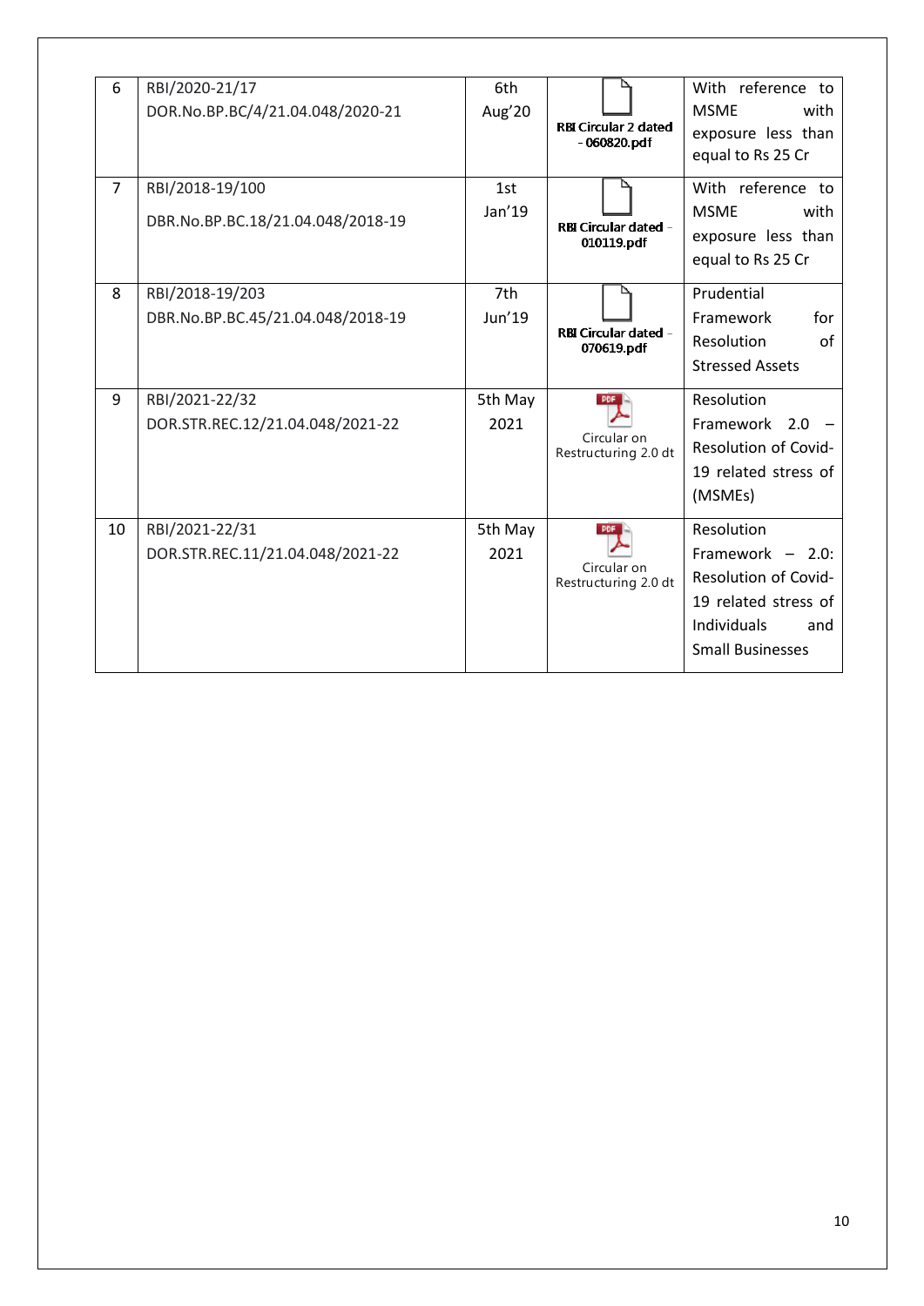| | | | | |
|---|---|---|---|---|
| 6 | RBI/2020-21/17<br>DOR.No.BP.BC/4/21.04.048/2020-21 | 6th Aug'20 | RBI Circular 2 dated - 060820.pdf | With reference to MSME with exposure less than equal to Rs 25 Cr |
| 7 | RBI/2018-19/100<br>DBR.No.BP.BC.18/21.04.048/2018-19 | 1st Jan'19 | RBI Circular dated - 010119.pdf | With reference to MSME with exposure less than equal to Rs 25 Cr |
| 8 | RBI/2018-19/203<br>DBR.No.BP.BC.45/21.04.048/2018-19 | 7th Jun'19 | RBI Circular dated - 070619.pdf | Prudential Framework for Resolution of Stressed Assets |
| 9 | RBI/2021-22/32<br>DOR.STR.REC.12/21.04.048/2021-22 | 5th May 2021 | Circular on Restructuring 2.0 dt | Resolution Framework 2.0 – Resolution of Covid-19 related stress of (MSMEs) |
| 10 | RBI/2021-22/31<br>DOR.STR.REC.11/21.04.048/2021-22 | 5th May 2021 | Circular on Restructuring 2.0 dt | Resolution Framework – 2.0: Resolution of Covid-19 related stress of Individuals and Small Businesses |